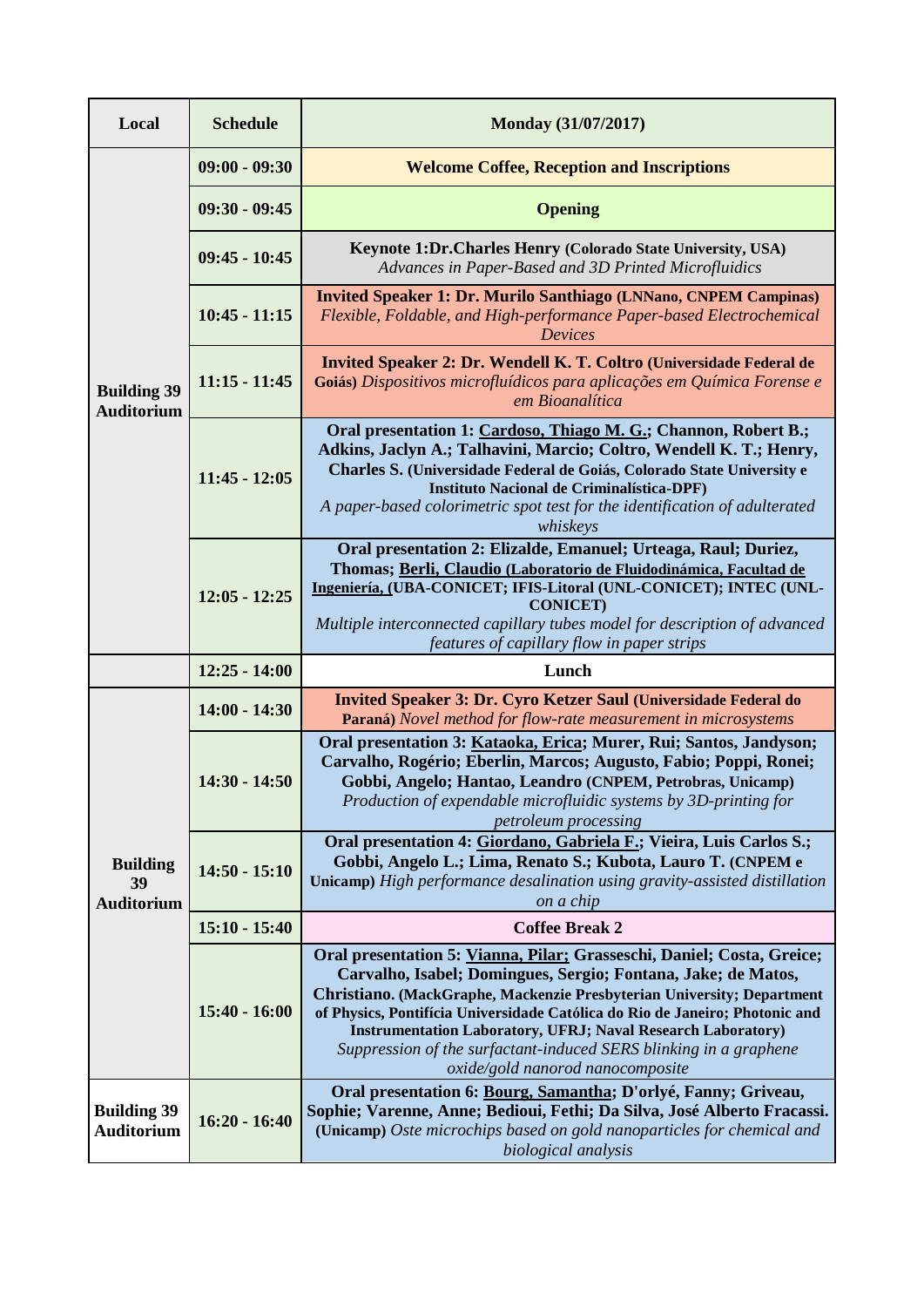| Local | Schedule | Monday (31/07/2017) |
|---|---|---|
| Building 39 Auditorium | 09:00 - 09:30 | **Welcome Coffee, Reception and Inscriptions** |
| | 09:30 - 09:45 | **Opening** |
| | 09:45 - 10:45 | **Keynote 1:Dr.Charles Henry (Colorado State University, USA)** *Advances in Paper-Based and 3D Printed Microfluidics* |
| | 10:45 - 11:15 | **Invited Speaker 1: Dr. Murilo Santhiago (LNNano, CNPEM Campinas)** *Flexible, Foldable, and High-performance Paper-based Electrochemical Devices* |
| | 11:15 - 11:45 | **Invited Speaker 2: Dr. Wendell K. T. Coltro (Universidade Federal de Goiás)** *Dispositivos microfluídicos para aplicações em Química Forense e em Bioanalítica* |
| | 11:45 - 12:05 | **Oral presentation 1: Cardoso, Thiago M. G.; Channon, Robert B.; Adkins, Jaclyn A.; Talhavini, Marcio; Coltro, Wendell K. T.; Henry, Charles S. (Universidade Federal de Goiás, Colorado State University e Instituto Nacional de Criminalística-DPF)** *A paper-based colorimetric spot test for the identification of adulterated whiskeys* |
| | 12:05 - 12:25 | **Oral presentation 2: Elizalde, Emanuel; Urteaga, Raul; Duriez, Thomas; Berli, Claudio (Laboratorio de Fluidodinámica, Facultad de Ingeniería, (UBA-CONICET; IFIS-Litoral (UNL-CONICET); INTEC (UNL-CONICET)** *Multiple interconnected capillary tubes model for description of advanced features of capillary flow in paper strips* |
| | 12:25 - 14:00 | **Lunch** |
| Building 39 Auditorium | 14:00 - 14:30 | **Invited Speaker 3: Dr. Cyro Ketzer Saul (Universidade Federal do Paraná)** *Novel method for flow-rate measurement in microsystems* |
| | 14:30 - 14:50 | **Oral presentation 3: Kataoka, Erica; Murer, Rui; Santos, Jandyson; Carvalho, Rogério; Eberlin, Marcos; Augusto, Fabio; Poppi, Ronei; Gobbi, Angelo; Hantao, Leandro (CNPEM, Petrobras, Unicamp)** *Production of expendable microfluidic systems by 3D-printing for petroleum processing* |
| | 14:50 - 15:10 | **Oral presentation 4: Giordano, Gabriela F.; Vieira, Luis Carlos S.; Gobbi, Angelo L.; Lima, Renato S.; Kubota, Lauro T. (CNPEM e Unicamp)** *High performance desalination using gravity-assisted distillation on a chip* |
| | 15:10 - 15:40 | **Coffee Break 2** |
| | 15:40 - 16:00 | **Oral presentation 5: Vianna, Pilar; Grasseschi, Daniel; Costa, Greice; Carvalho, Isabel; Domingues, Sergio; Fontana, Jake; de Matos, Christiano. (MackGraphe, Mackenzie Presbyterian University; Department of Physics, Pontifícia Universidade Católica do Rio de Janeiro; Photonic and Instrumentation Laboratory, UFRJ; Naval Research Laboratory)** *Suppression of the surfactant-induced SERS blinking in a graphene oxide/gold nanorod nanocomposite* |
| Building 39 Auditorium | 16:20 - 16:40 | **Oral presentation 6: Bourg, Samantha; D'orlyé, Fanny; Griveau, Sophie; Varenne, Anne; Bedioui, Fethi; Da Silva, José Alberto Fracassi. (Unicamp)** *Oste microchips based on gold nanoparticles for chemical and biological analysis* |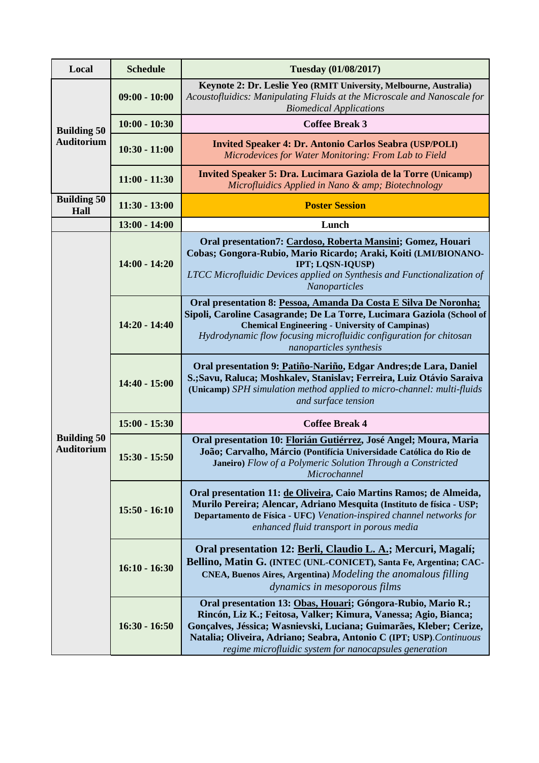| Local | Schedule | Tuesday (01/08/2017) |
|---|---|---|
| Building 50 Auditorium | 09:00 - 10:00 | **Keynote 2: Dr. Leslie Yeo (RMIT University, Melbourne, Australia)** *Acoustofluidics: Manipulating Fluids at the Microscale and Nanoscale for Biomedical Applications* |
| | 10:00 - 10:30 | **Coffee Break 3** |
| | 10:30 - 11:00 | **Invited Speaker 4: Dr. Antonio Carlos Seabra (USP/POLI)** *Microdevices for Water Monitoring: From Lab to Field* |
| | 11:00 - 11:30 | **Invited Speaker 5: Dra. Lucimara Gaziola de la Torre (Unicamp)** *Microfluidics Applied in Nano & amp; Biotechnology* |
| Building 50 Hall | 11:30 - 13:00 | **Poster Session** |
| | 13:00 - 14:00 | **Lunch** |
| Building 50 Auditorium | 14:00 - 14:20 | **Oral presentation7: Cardoso, Roberta Mansini; Gomez, Houari Cobas; Gongora-Rubio, Mario Ricardo; Araki, Koiti (LMI/BIONANO-IPT; LQSN-IQUSP)** *LTCC Microfluidic Devices applied on Synthesis and Functionalization of Nanoparticles* |
| | 14:20 - 14:40 | **Oral presentation 8: Pessoa, Amanda Da Costa E Silva De Noronha; Sipoli, Caroline Casagrande; De La Torre, Lucimara Gaziola (School of Chemical Engineering - University of Campinas)** *Hydrodynamic flow focusing microfluidic configuration for chitosan nanoparticles synthesis* |
| | 14:40 - 15:00 | **Oral presentation 9: Patiño-Nariño, Edgar Andres;de Lara, Daniel S.;Savu, Raluca; Moshkalev, Stanislav; Ferreira, Luiz Otávio Saraiva (Unicamp)** *SPH simulation method applied to micro-channel: multi-fluids and surface tension* |
| | 15:00 - 15:30 | **Coffee Break 4** |
| | 15:30 - 15:50 | **Oral presentation 10: Florián Gutiérrez, José Angel; Moura, Maria João; Carvalho, Márcio (Pontifícia Universidade Católica do Rio de Janeiro)** *Flow of a Polymeric Solution Through a Constricted Microchannel* |
| | 15:50 - 16:10 | **Oral presentation 11: de Oliveira, Caio Martins Ramos; de Almeida, Murilo Pereira; Alencar, Adriano Mesquita (Instituto de física - USP; Departamento de Física - UFC)** *Venation-inspired channel networks for enhanced fluid transport in porous media* |
| | 16:10 - 16:30 | **Oral presentation 12: Berli, Claudio L. A.; Mercuri, Magalí; Bellino, Matin G. (INTEC (UNL-CONICET), Santa Fe, Argentina; CAC-CNEA, Buenos Aires, Argentina)** *Modeling the anomalous filling dynamics in mesoporous films* |
| | 16:30 - 16:50 | **Oral presentation 13: Obas, Houari; Góngora-Rubio, Mario R.; Rincón, Liz K.; Feitosa, Valker; Kimura, Vanessa; Agio, Bianca; Gonçalves, Jéssica; Wasnievski, Luciana; Guimarães, Kleber; Cerize, Natalia; Oliveira, Adriano; Seabra, Antonio C (IPT; USP).** *Continuous regime microfluidic system for nanocapsules generation* |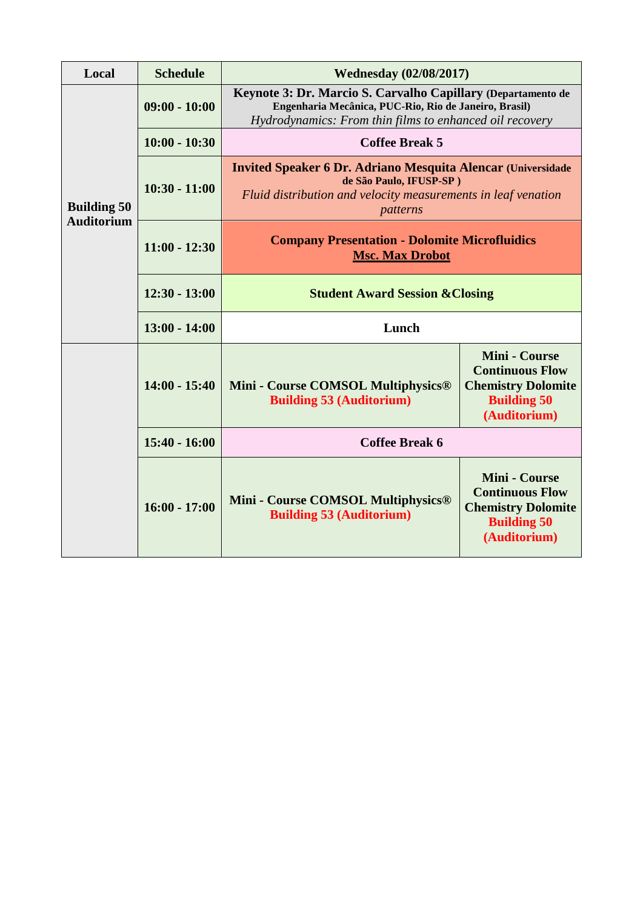| Local | Schedule | Wednesday (02/08/2017) | |
|---|---|---|---|
| Building 50 Auditorium | 09:00 - 10:00 | **Keynote 3: Dr. Marcio S. Carvalho Capillary** (Departamento de Engenharia Mecânica, PUC-Rio, Rio de Janeiro, Brasil) *Hydrodynamics: From thin films to enhanced oil recovery* | |
| | 10:00 - 10:30 | **Coffee Break 5** | |
| | 10:30 - 11:00 | **Invited Speaker 6 Dr. Adriano Mesquita Alencar** (Universidade de São Paulo, IFUSP-SP ) *Fluid distribution and velocity measurements in leaf venation patterns* | |
| | 11:00 - 12:30 | **Company Presentation - Dolomite Microfluidics** **Msc. Max Drobot** | |
| | 12:30 - 13:00 | **Student Award Session &Closing** | |
| | 13:00 - 14:00 | **Lunch** | |
| | 14:00 - 15:40 | **Mini - Course COMSOL Multiphysics®** **Building 53 (Auditorium)** | **Mini - Course Continuous Flow Chemistry Dolomite** **Building 50 (Auditorium)** |
| | 15:40 - 16:00 | **Coffee Break 6** | |
| | 16:00 - 17:00 | **Mini - Course COMSOL Multiphysics®** **Building 53 (Auditorium)** | **Mini - Course Continuous Flow Chemistry Dolomite** **Building 50 (Auditorium)** |